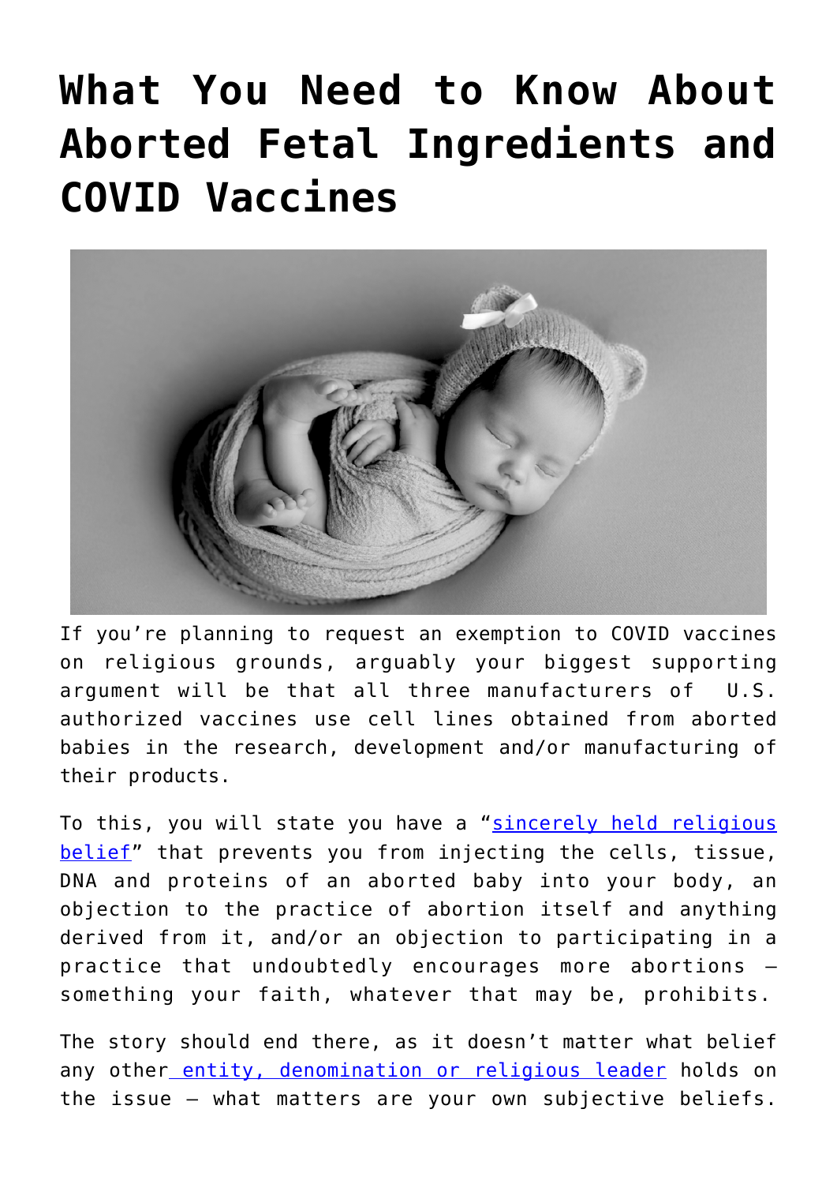# What You Need to Know About Aborted Fetal Ingredients and COVID Vaccines

If you're planning to request an exemption to COVID vaccines on religious grounds, arguably your biggest supporting argument will be that all three manufacturers of U.S. authorized vaccines use cell lines obtained from aborted babies in the research, development and/or manufacturing of their products.

To this, you will state you have a "sincerely held religious belief" that prevents you from injecting the cells, tissue, DNA and proteins of an aborted baby into your body, an objection to the practice of abortion itself and anything derived from it, and/or an objection to participating in a practice that undoubtedly encourages more abortions – something your faith, whatever that may be, prohibits.

The story should end there, as it doesn't matter what belief any other entity, denomination or religious leader holds on the issue – what matters are your own subjective beliefs.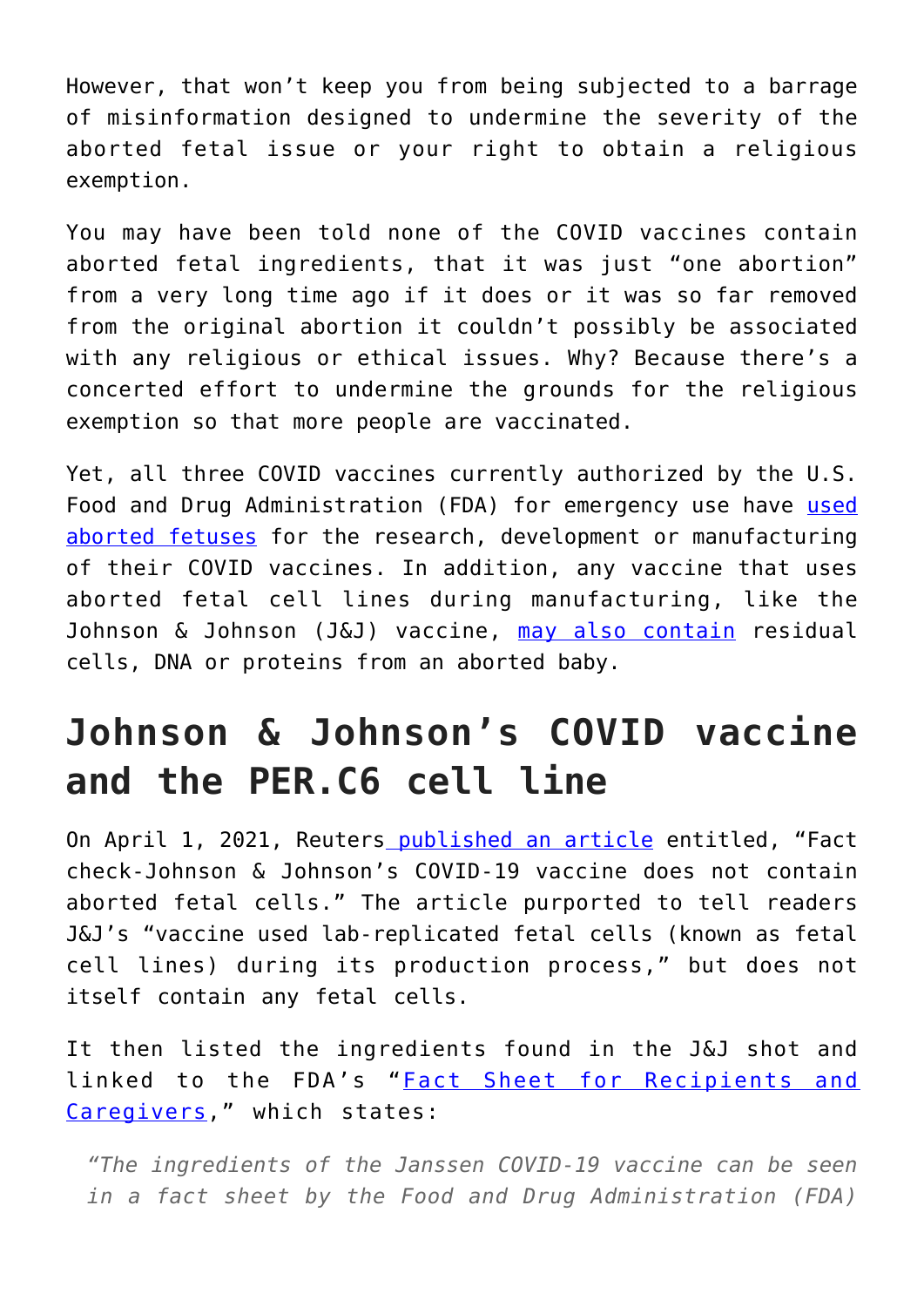However, that won't keep you from being subjected to a barrage of misinformation designed to undermine the severity of the aborted fetal issue or your right to obtain a religious exemption.

You may have been told none of the COVID vaccines contain aborted fetal ingredients, that it was just "one abortion" from a very long time ago if it does or it was so far removed from the original abortion it couldn't possibly be associated with any religious or ethical issues. Why? Because there's a concerted effort to undermine the grounds for the religious exemption so that more people are vaccinated.

Yet, all three COVID vaccines currently authorized by the U.S. Food and Drug Administration (FDA) for emergency use have used aborted fetuses for the research, development or manufacturing of their COVID vaccines. In addition, any vaccine that uses aborted fetal cell lines during manufacturing, like the Johnson & Johnson (J&J) vaccine, may also contain residual cells, DNA or proteins from an aborted baby.

## Johnson & Johnson's COVID vaccine and the PER.C6 cell line

On April 1, 2021, Reuters published an article entitled, "Fact check-Johnson & Johnson's COVID-19 vaccine does not contain aborted fetal cells." The article purported to tell readers J&J's "vaccine used lab-replicated fetal cells (known as fetal cell lines) during its production process," but does not itself contain any fetal cells.

It then listed the ingredients found in the J&J shot and linked to the FDA's "Fact Sheet for Recipients and Caregivers," which states:

> *"The ingredients of the Janssen COVID-19 vaccine can be seen in a fact sheet by the Food and Drug Administration (FDA)*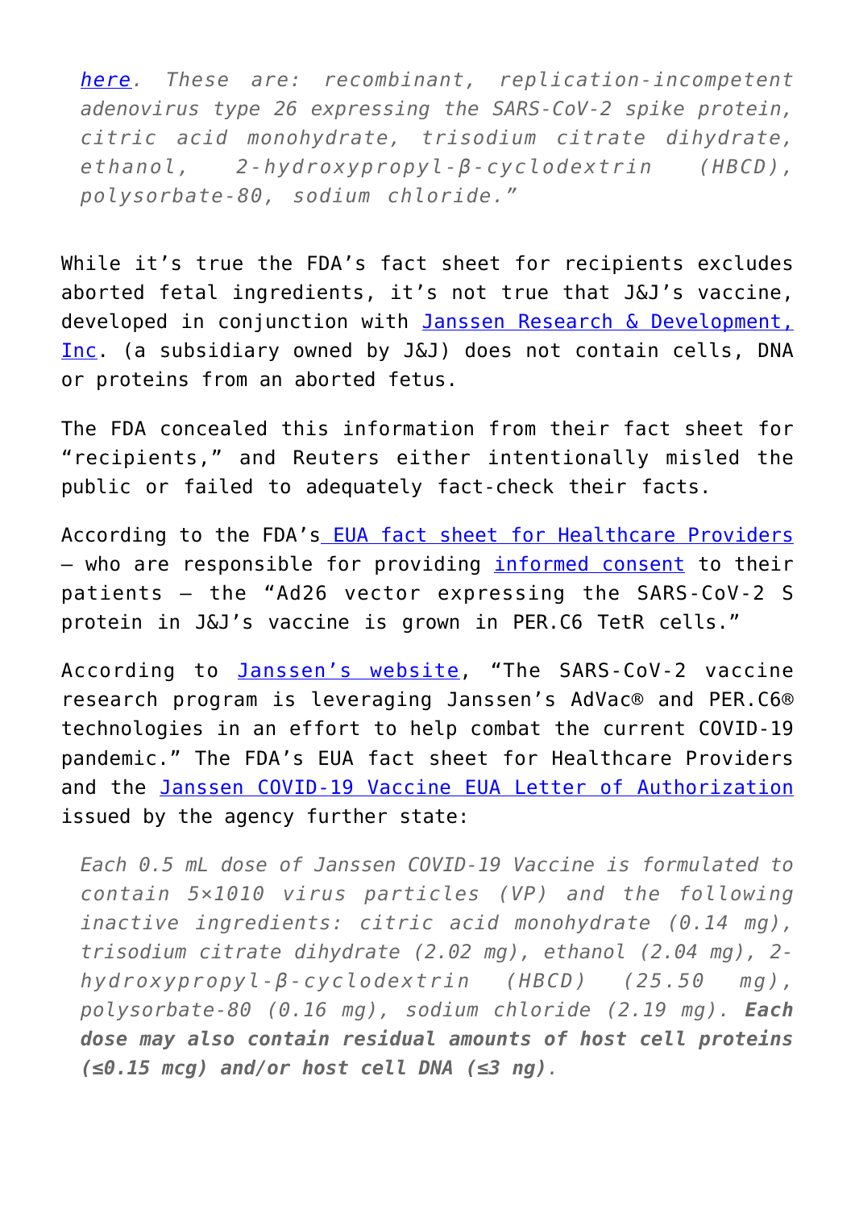> *[here](). These are: recombinant, replication-incompetent adenovirus type 26 expressing the SARS-CoV-2 spike protein, citric acid monohydrate, trisodium citrate dihydrate, ethanol, 2-hydroxypropyl-β-cyclodextrin (HBCD), polysorbate-80, sodium chloride."*

While it's true the FDA's fact sheet for recipients excludes aborted fetal ingredients, it's not true that J&J's vaccine, developed in conjunction with Janssen Research & Development, Inc. (a subsidiary owned by J&J) does not contain cells, DNA or proteins from an aborted fetus.

The FDA concealed this information from their fact sheet for "recipients," and Reuters either intentionally misled the public or failed to adequately fact-check their facts.

According to the FDA's EUA fact sheet for Healthcare Providers – who are responsible for providing informed consent to their patients – the "Ad26 vector expressing the SARS-CoV-2 S protein in J&J's vaccine is grown in PER.C6 TetR cells."

According to Janssen's website, "The SARS-CoV-2 vaccine research program is leveraging Janssen's AdVac® and PER.C6® technologies in an effort to help combat the current COVID-19 pandemic." The FDA's EUA fact sheet for Healthcare Providers and the Janssen COVID-19 Vaccine EUA Letter of Authorization issued by the agency further state:

> *Each 0.5 mL dose of Janssen COVID-19 Vaccine is formulated to contain 5×1010 virus particles (VP) and the following inactive ingredients: citric acid monohydrate (0.14 mg), trisodium citrate dihydrate (2.02 mg), ethanol (2.04 mg), 2-hydroxypropyl-β-cyclodextrin (HBCD) (25.50 mg), polysorbate-80 (0.16 mg), sodium chloride (2.19 mg).* ***Each dose may also contain residual amounts of host cell proteins (≤0.15 mcg) and/or host cell DNA (≤3 ng).***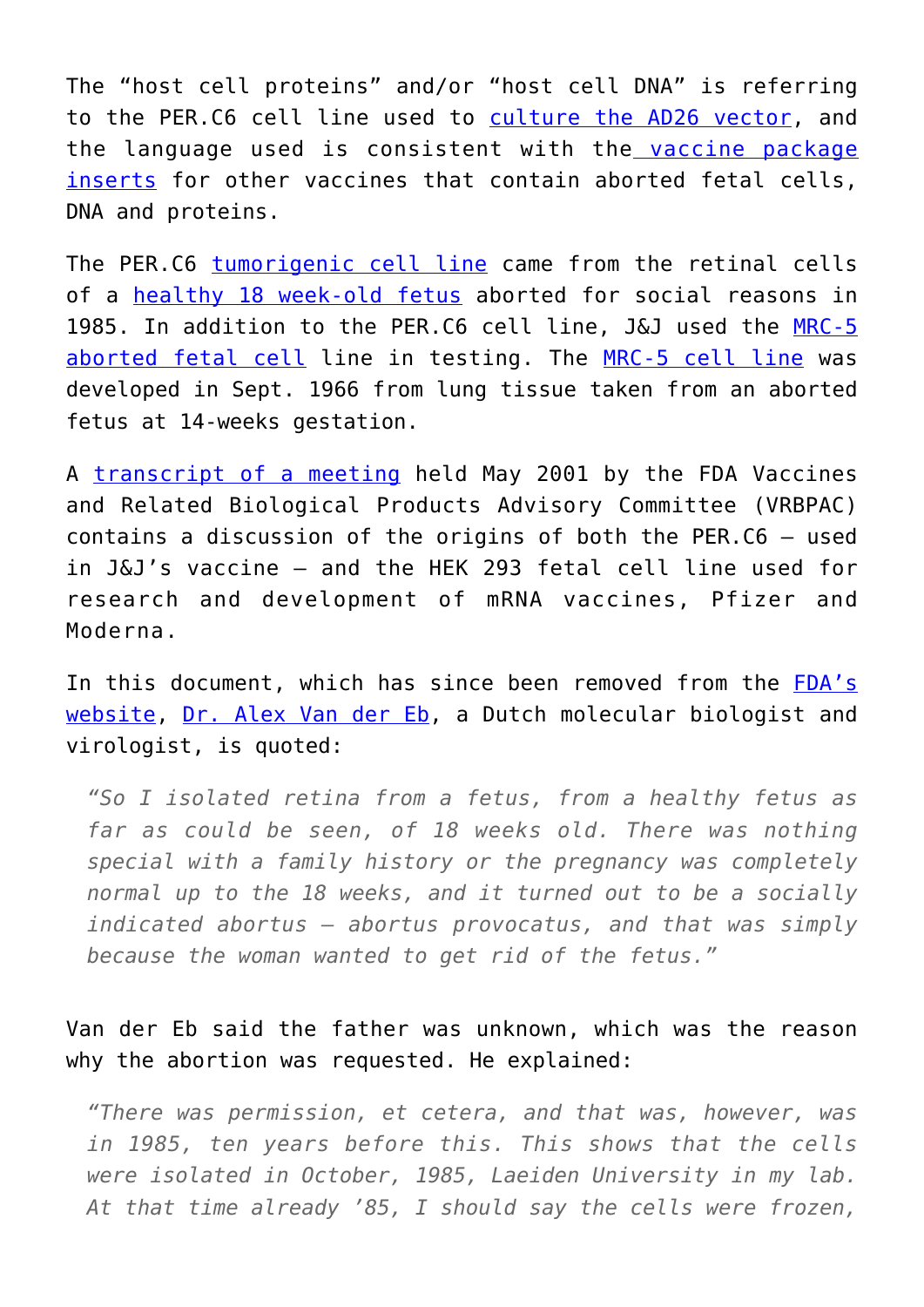The "host cell proteins" and/or "host cell DNA" is referring to the PER.C6 cell line used to culture the AD26 vector, and the language used is consistent with the vaccine package inserts for other vaccines that contain aborted fetal cells, DNA and proteins.

The PER.C6 tumorigenic cell line came from the retinal cells of a healthy 18 week-old fetus aborted for social reasons in 1985. In addition to the PER.C6 cell line, J&J used the MRC-5 aborted fetal cell line in testing. The MRC-5 cell line was developed in Sept. 1966 from lung tissue taken from an aborted fetus at 14-weeks gestation.

A transcript of a meeting held May 2001 by the FDA Vaccines and Related Biological Products Advisory Committee (VRBPAC) contains a discussion of the origins of both the PER.C6 — used in J&J's vaccine — and the HEK 293 fetal cell line used for research and development of mRNA vaccines, Pfizer and Moderna.

In this document, which has since been removed from the FDA's website, Dr. Alex Van der Eb, a Dutch molecular biologist and virologist, is quoted:

> *"So I isolated retina from a fetus, from a healthy fetus as far as could be seen, of 18 weeks old. There was nothing special with a family history or the pregnancy was completely normal up to the 18 weeks, and it turned out to be a socially indicated abortus — abortus provocatus, and that was simply because the woman wanted to get rid of the fetus."*

Van der Eb said the father was unknown, which was the reason why the abortion was requested. He explained:

> *"There was permission, et cetera, and that was, however, was in 1985, ten years before this. This shows that the cells were isolated in October, 1985, Laeiden University in my lab. At that time already '85, I should say the cells were frozen,*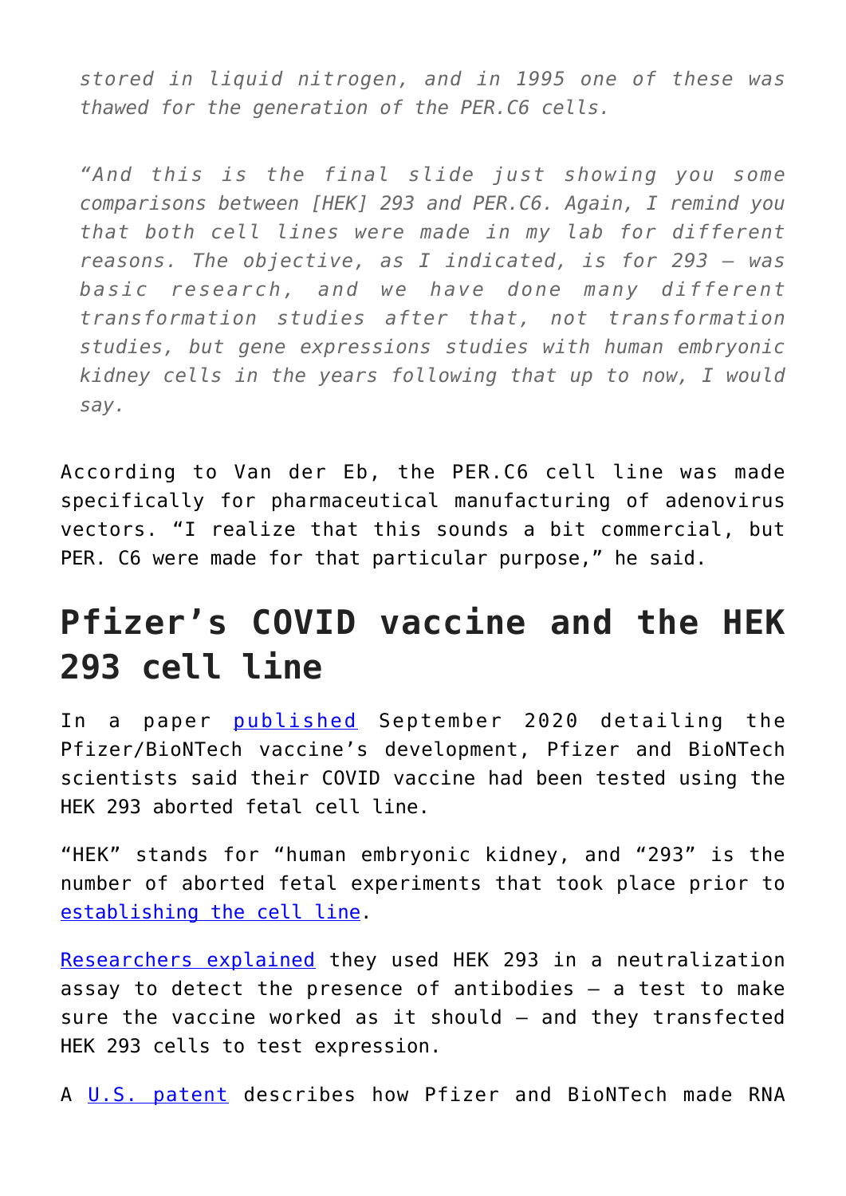*stored in liquid nitrogen, and in 1995 one of these was thawed for the generation of the PER.C6 cells.*

*"And this is the final slide just showing you some comparisons between [HEK] 293 and PER.C6. Again, I remind you that both cell lines were made in my lab for different reasons. The objective, as I indicated, is for 293 — was basic research, and we have done many different transformation studies after that, not transformation studies, but gene expressions studies with human embryonic kidney cells in the years following that up to now, I would say.*

According to Van der Eb, the PER.C6 cell line was made specifically for pharmaceutical manufacturing of adenovirus vectors. "I realize that this sounds a bit commercial, but PER. C6 were made for that particular purpose," he said.

## Pfizer's COVID vaccine and the HEK 293 cell line

In a paper [published](#) September 2020 detailing the Pfizer/BioNTech vaccine's development, Pfizer and BioNTech scientists said their COVID vaccine had been tested using the HEK 293 aborted fetal cell line.

"HEK" stands for "human embryonic kidney, and "293" is the number of aborted fetal experiments that took place prior to [establishing the cell line](#).

[Researchers explained](#) they used HEK 293 in a neutralization assay to detect the presence of antibodies — a test to make sure the vaccine worked as it should — and they transfected HEK 293 cells to test expression.

A [U.S. patent](#) describes how Pfizer and BioNTech made RNA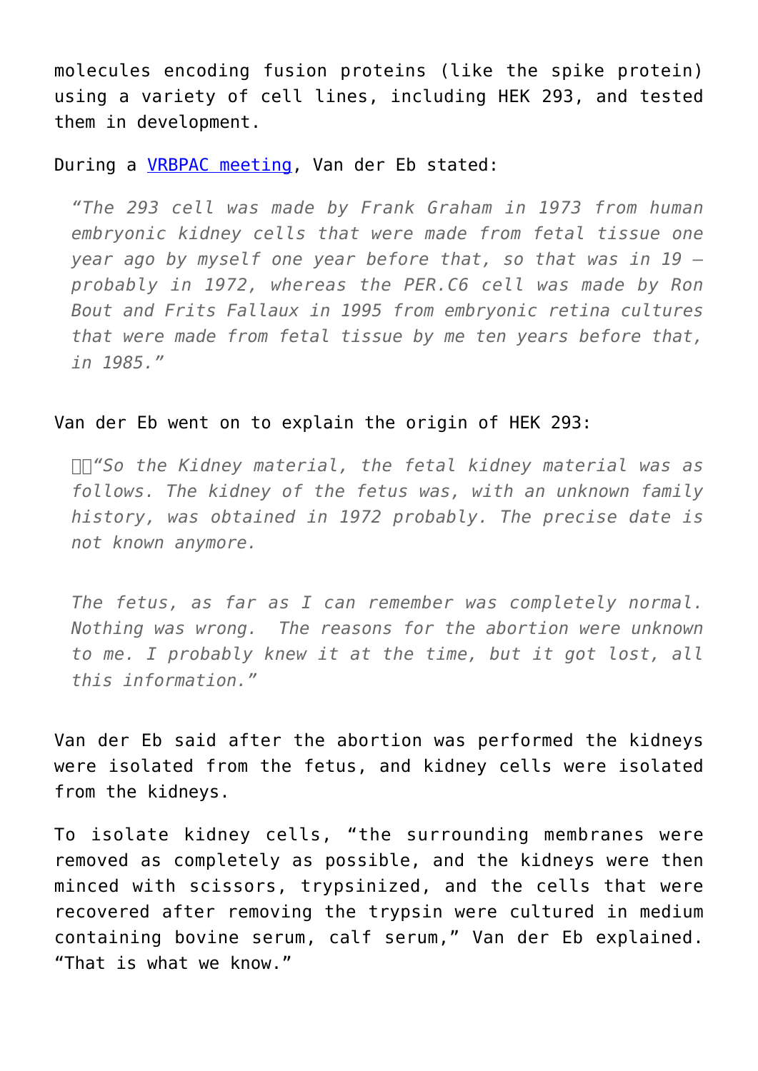molecules encoding fusion proteins (like the spike protein) using a variety of cell lines, including HEK 293, and tested them in development.

During a [VRBPAC meeting](), Van der Eb stated:

> *"The 293 cell was made by Frank Graham in 1973 from human embryonic kidney cells that were made from fetal tissue one year ago by myself one year before that, so that was in 19 – probably in 1972, whereas the PER.C6 cell was made by Ron Bout and Frits Fallaux in 1995 from embryonic retina cultures that were made from fetal tissue by me ten years before that, in 1985."*

Van der Eb went on to explain the origin of HEK 293:

> *"So the Kidney material, the fetal kidney material was as follows. The kidney of the fetus was, with an unknown family history, was obtained in 1972 probably. The precise date is not known anymore.*
>
> *The fetus, as far as I can remember was completely normal. Nothing was wrong. The reasons for the abortion were unknown to me. I probably knew it at the time, but it got lost, all this information."*

Van der Eb said after the abortion was performed the kidneys were isolated from the fetus, and kidney cells were isolated from the kidneys.

To isolate kidney cells, "the surrounding membranes were removed as completely as possible, and the kidneys were then minced with scissors, trypsinized, and the cells that were recovered after removing the trypsin were cultured in medium containing bovine serum, calf serum," Van der Eb explained. "That is what we know."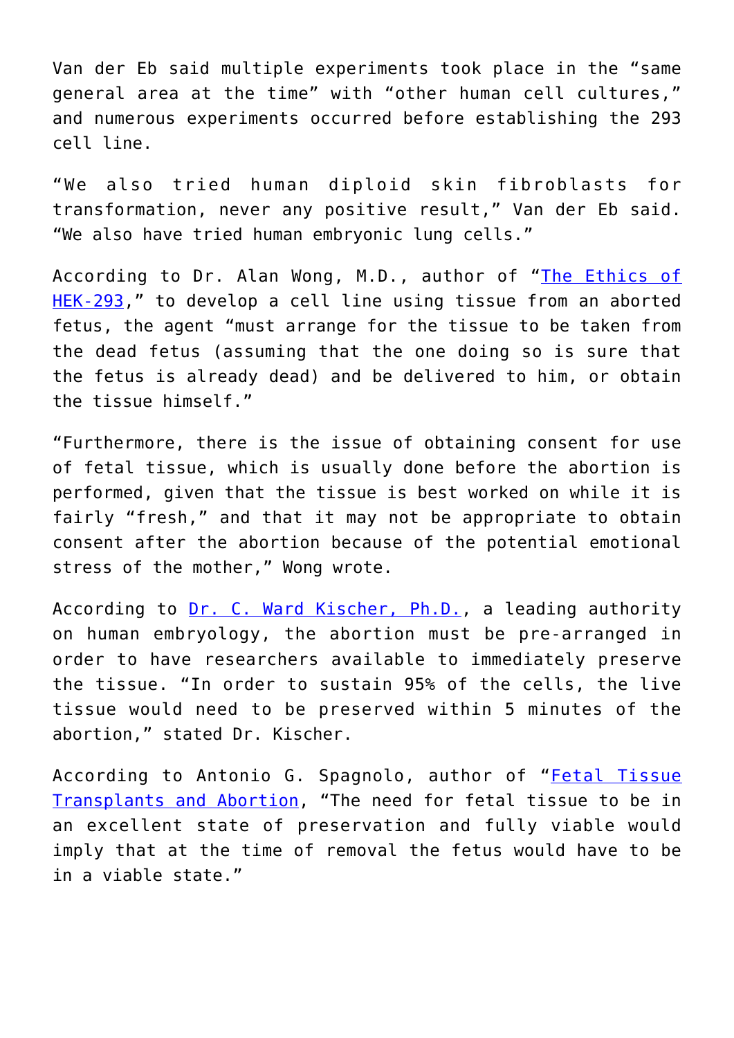Van der Eb said multiple experiments took place in the "same general area at the time" with "other human cell cultures," and numerous experiments occurred before establishing the 293 cell line.

"We also tried human diploid skin fibroblasts for transformation, never any positive result," Van der Eb said. "We also have tried human embryonic lung cells."

According to Dr. Alan Wong, M.D., author of "The Ethics of HEK-293," to develop a cell line using tissue from an aborted fetus, the agent "must arrange for the tissue to be taken from the dead fetus (assuming that the one doing so is sure that the fetus is already dead) and be delivered to him, or obtain the tissue himself."

"Furthermore, there is the issue of obtaining consent for use of fetal tissue, which is usually done before the abortion is performed, given that the tissue is best worked on while it is fairly "fresh," and that it may not be appropriate to obtain consent after the abortion because of the potential emotional stress of the mother," Wong wrote.

According to Dr. C. Ward Kischer, Ph.D., a leading authority on human embryology, the abortion must be pre-arranged in order to have researchers available to immediately preserve the tissue. "In order to sustain 95% of the cells, the live tissue would need to be preserved within 5 minutes of the abortion," stated Dr. Kischer.

According to Antonio G. Spagnolo, author of "Fetal Tissue Transplants and Abortion, "The need for fetal tissue to be in an excellent state of preservation and fully viable would imply that at the time of removal the fetus would have to be in a viable state."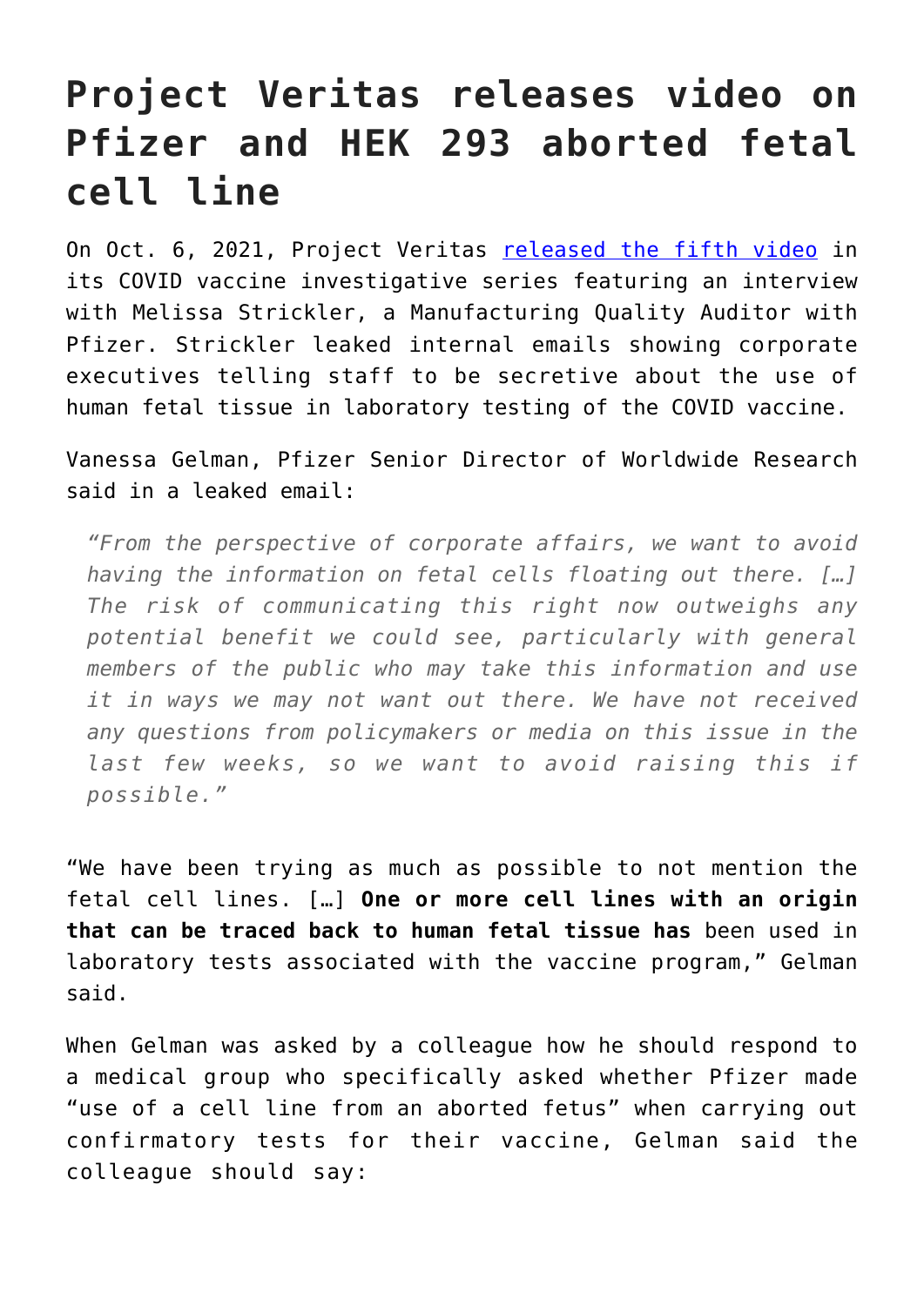# Project Veritas releases video on Pfizer and HEK 293 aborted fetal cell line

On Oct. 6, 2021, Project Veritas [released the fifth video](#) in its COVID vaccine investigative series featuring an interview with Melissa Strickler, a Manufacturing Quality Auditor with Pfizer. Strickler leaked internal emails showing corporate executives telling staff to be secretive about the use of human fetal tissue in laboratory testing of the COVID vaccine.

Vanessa Gelman, Pfizer Senior Director of Worldwide Research said in a leaked email:

> *"From the perspective of corporate affairs, we want to avoid having the information on fetal cells floating out there. […] The risk of communicating this right now outweighs any potential benefit we could see, particularly with general members of the public who may take this information and use it in ways we may not want out there. We have not received any questions from policymakers or media on this issue in the last few weeks, so we want to avoid raising this if possible."*

"We have been trying as much as possible to not mention the fetal cell lines. […] **One or more cell lines with an origin that can be traced back to human fetal tissue has** been used in laboratory tests associated with the vaccine program," Gelman said.

When Gelman was asked by a colleague how he should respond to a medical group who specifically asked whether Pfizer made "use of a cell line from an aborted fetus" when carrying out confirmatory tests for their vaccine, Gelman said the colleague should say: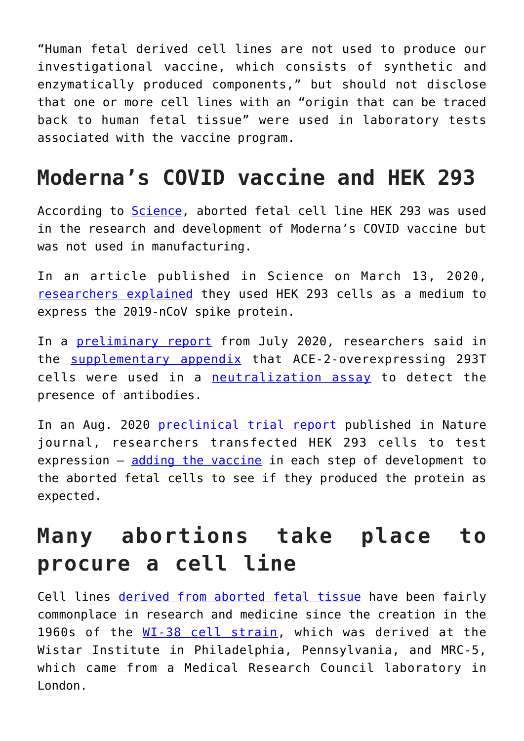"Human fetal derived cell lines are not used to produce our investigational vaccine, which consists of synthetic and enzymatically produced components," but should not disclose that one or more cell lines with an "origin that can be traced back to human fetal tissue" were used in laboratory tests associated with the vaccine program.

## Moderna's COVID vaccine and HEK 293

According to Science, aborted fetal cell line HEK 293 was used in the research and development of Moderna's COVID vaccine but was not used in manufacturing.

In an article published in Science on March 13, 2020, researchers explained they used HEK 293 cells as a medium to express the 2019-nCoV spike protein.

In a preliminary report from July 2020, researchers said in the supplementary appendix that ACE-2-overexpressing 293T cells were used in a neutralization assay to detect the presence of antibodies.

In an Aug. 2020 preclinical trial report published in Nature journal, researchers transfected HEK 293 cells to test expression — adding the vaccine in each step of development to the aborted fetal cells to see if they produced the protein as expected.

## Many abortions take place to procure a cell line

Cell lines derived from aborted fetal tissue have been fairly commonplace in research and medicine since the creation in the 1960s of the WI-38 cell strain, which was derived at the Wistar Institute in Philadelphia, Pennsylvania, and MRC-5, which came from a Medical Research Council laboratory in London.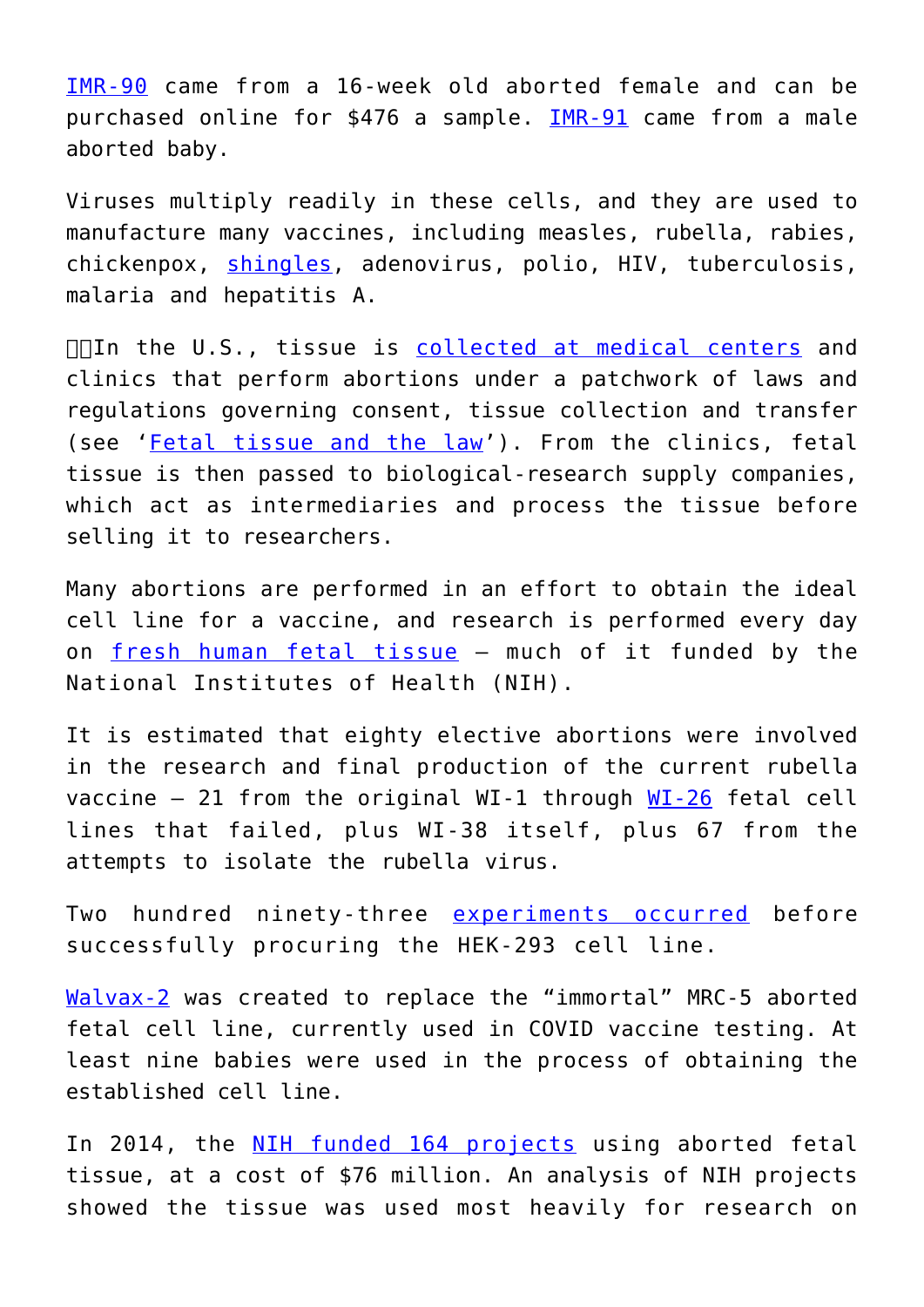IMR-90 came from a 16-week old aborted female and can be purchased online for $476 a sample. IMR-91 came from a male aborted baby.

Viruses multiply readily in these cells, and they are used to manufacture many vaccines, including measles, rubella, rabies, chickenpox, shingles, adenovirus, polio, HIV, tuberculosis, malaria and hepatitis A.

In the U.S., tissue is collected at medical centers and clinics that perform abortions under a patchwork of laws and regulations governing consent, tissue collection and transfer (see 'Fetal tissue and the law'). From the clinics, fetal tissue is then passed to biological-research supply companies, which act as intermediaries and process the tissue before selling it to researchers.

Many abortions are performed in an effort to obtain the ideal cell line for a vaccine, and research is performed every day on fresh human fetal tissue – much of it funded by the National Institutes of Health (NIH).

It is estimated that eighty elective abortions were involved in the research and final production of the current rubella vaccine – 21 from the original WI-1 through WI-26 fetal cell lines that failed, plus WI-38 itself, plus 67 from the attempts to isolate the rubella virus.

Two hundred ninety-three experiments occurred before successfully procuring the HEK-293 cell line.

Walvax-2 was created to replace the "immortal" MRC-5 aborted fetal cell line, currently used in COVID vaccine testing. At least nine babies were used in the process of obtaining the established cell line.

In 2014, the NIH funded 164 projects using aborted fetal tissue, at a cost of $76 million. An analysis of NIH projects showed the tissue was used most heavily for research on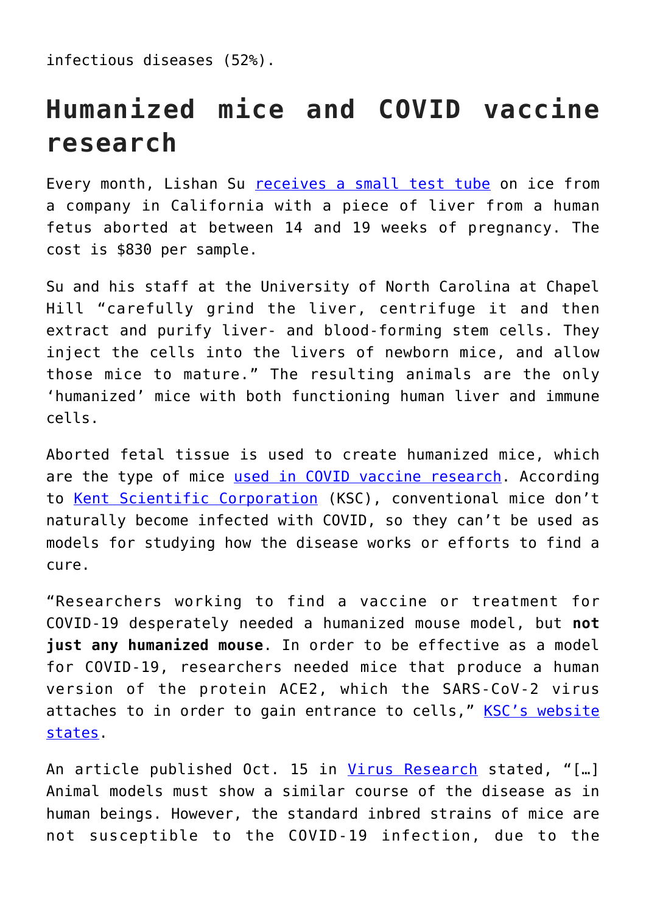infectious diseases (52%).

## Humanized mice and COVID vaccine research

Every month, Lishan Su [receives a small test tube](https://www.npr.org/sections/health-shots/2019/02/25/695520270/scientists-search-for-alternatives-to-fetal-tissue-research) on ice from a company in California with a piece of liver from a human fetus aborted at between 14 and 19 weeks of pregnancy. The cost is $830 per sample.

Su and his staff at the University of North Carolina at Chapel Hill "carefully grind the liver, centrifuge it and then extract and purify liver- and blood-forming stem cells. They inject the cells into the livers of newborn mice, and allow those mice to mature." The resulting animals are the only 'humanized' mice with both functioning human liver and immune cells.

Aborted fetal tissue is used to create humanized mice, which are the type of mice [used in COVID vaccine research](https://www.kentscientific.com/blog/covid-19-research-using-humanized-mouse-models/). According to [Kent Scientific Corporation](https://www.kentscientific.com/) (KSC), conventional mice don't naturally become infected with COVID, so they can't be used as models for studying how the disease works or efforts to find a cure.

"Researchers working to find a vaccine or treatment for COVID-19 desperately needed a humanized mouse model, but **not just any humanized mouse**. In order to be effective as a model for COVID-19, researchers needed mice that produce a human version of the protein ACE2, which the SARS-CoV-2 virus attaches to in order to gain entrance to cells," [KSC's website states](https://www.kentscientific.com/blog/covid-19-research-using-humanized-mouse-models/).

An article published Oct. 15 in [Virus Research](https://www.sciencedirect.com/journal/virus-research) stated, "[…] Animal models must show a similar course of the disease as in human beings. However, the standard inbred strains of mice are not susceptible to the COVID-19 infection, due to the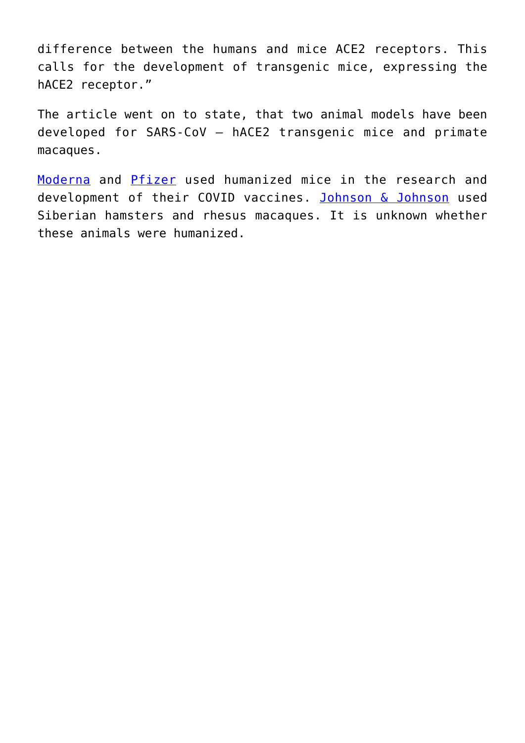difference between the humans and mice ACE2 receptors. This calls for the development of transgenic mice, expressing the hACE2 receptor."

The article went on to state, that two animal models have been developed for SARS-CoV – hACE2 transgenic mice and primate macaques.

Moderna and Pfizer used humanized mice in the research and development of their COVID vaccines. Johnson & Johnson used Siberian hamsters and rhesus macaques. It is unknown whether these animals were humanized.